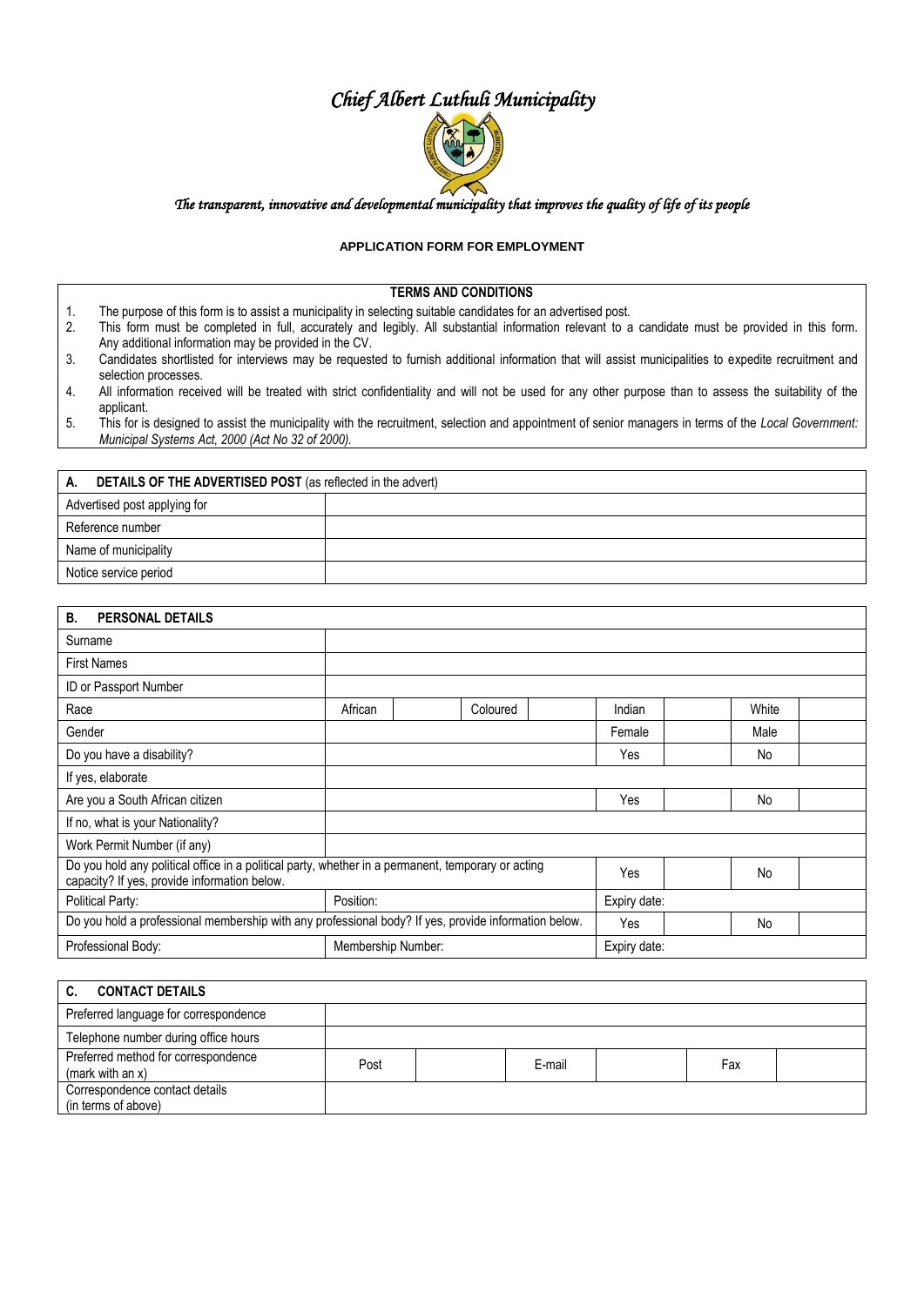# *Chief Albert Luthuli Municipality*

*The transparent, innovative and developmental municipality that improves the quality of life of its people*

**APPLICATION FORM FOR EMPLOYMENT**

**TERMS AND CONDITIONS**

1. The purpose of this form is to assist a municipality in selecting suitable candidates for an advertised post.
2. This form must be completed in full, accurately and legibly. All substantial information relevant to a candidate must be provided in this form. Any additional information may be provided in the CV.
3. Candidates shortlisted for interviews may be requested to furnish additional information that will assist municipalities to expedite recruitment and selection processes.
4. All information received will be treated with strict confidentiality and will not be used for any other purpose than to assess the suitability of the applicant.
5. This for is designed to assist the municipality with the recruitment, selection and appointment of senior managers in terms of the *Local Government: Municipal Systems Act, 2000 (Act No 32 of 2000).*

| **A. DETAILS OF THE ADVERTISED POST** (as reflected in the advert) | |
|---|---|
| Advertised post applying for | |
| Reference number | |
| Name of municipality | |
| Notice service period | |

| **B. PERSONAL DETAILS** | | | | | | | | |
|---|---|---|---|---|---|---|---|---|
| Surname | | | | | | | | |
| First Names | | | | | | | | |
| ID or Passport Number | | | | | | | | |
| Race | African | | Coloured | | Indian | | White | |
| Gender | | | | | Female | | Male | |
| Do you have a disability? | | | | | Yes | | No | |
| If yes, elaborate | | | | | | | | |
| Are you a South African citizen | | | | | Yes | | No | |
| If no, what is your Nationality? | | | | | | | | |
| Work Permit Number (if any) | | | | | | | | |
| Do you hold any political office in a political party, whether in a permanent, temporary or acting capacity? If yes, provide information below. | | | | | Yes | | No | |
| Political Party: | Position: | | | | Expiry date: | | | |
| Do you hold a professional membership with any professional body? If yes, provide information below. | | | | | Yes | | No | |
| Professional Body: | Membership Number: | | | | Expiry date: | | | |

| **C. CONTACT DETAILS** | | | | | | |
|---|---|---|---|---|---|---|
| Preferred language for correspondence | | | | | | |
| Telephone number during office hours | | | | | | |
| Preferred method for correspondence (mark with an x) | Post | | E-mail | | Fax | |
| Correspondence contact details (in terms of above) | | | | | | |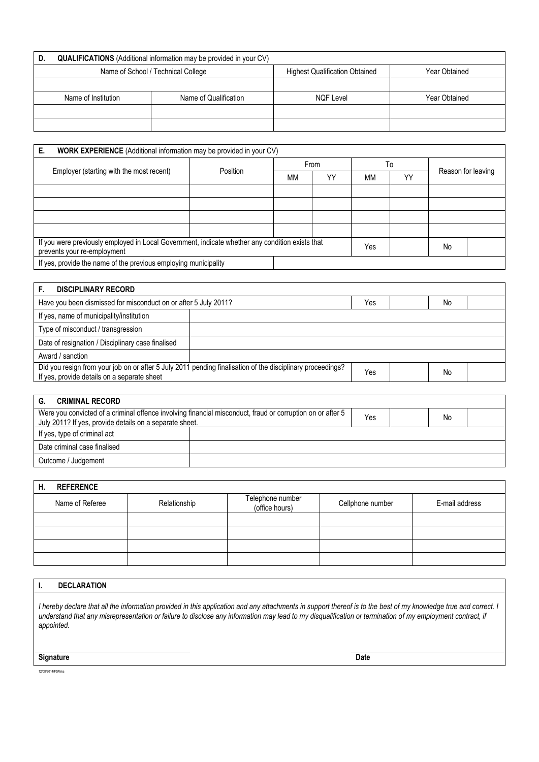| **D. QUALIFICATIONS** (Additional information may be provided in your CV) | | | |
|---|---|---|---|
| Name of School / Technical College | | Highest Qualification Obtained | Year Obtained |
| | | | |
| Name of Institution | Name of Qualification | NQF Level | Year Obtained |
| | | | |
| | | | |

| **E. WORK EXPERIENCE** (Additional information may be provided in your CV) | | | | | | |
|---|---|---|---|---|---|---|
| Employer (starting with the most recent) | Position | From | | To | | Reason for leaving |
| | | MM | YY | MM | YY | |
| | | | | | | |
| | | | | | | |
| | | | | | | |
| | | | | | | |
| If you were previously employed in Local Government, indicate whether any condition exists that prevents your re-employment | | | | Yes | | No |
| If yes, provide the name of the previous employing municipality | | | | | | |

| **F. DISCIPLINARY RECORD** | | | | | |
|---|---|---|---|---|---|
| Have you been dismissed for misconduct on or after 5 July 2011? | | Yes | | No | |
| If yes, name of municipality/institution | | | | | |
| Type of misconduct / transgression | | | | | |
| Date of resignation / Disciplinary case finalised | | | | | |
| Award / sanction | | | | | |
| Did you resign from your job on or after 5 July 2011 pending finalisation of the disciplinary proceedings? If yes, provide details on a separate sheet | | Yes | | No | |

| **G. CRIMINAL RECORD** | | | | | |
|---|---|---|---|---|---|
| Were you convicted of a criminal offence involving financial misconduct, fraud or corruption on or after 5 July 2011? If yes, provide details on a separate sheet. | | Yes | | No | |
| If yes, type of criminal act | | | | | |
| Date criminal case finalised | | | | | |
| Outcome / Judgement | | | | | |

| **H. REFERENCE** | | | | |
|---|---|---|---|---|
| Name of Referee | Relationship | Telephone number (office hours) | Cellphone number | E-mail address |
| | | | | |
| | | | | |
| | | | | |
| | | | | |

**I. DECLARATION**

*I hereby declare that all the information provided in this application and any attachments in support thereof is to the best of my knowledge true and correct. I understand that any misrepresentation or failure to disclose any information may lead to my disqualification or termination of my employment contract, if appointed.*

**Signature** **Date**

12/08/2014/FSM/is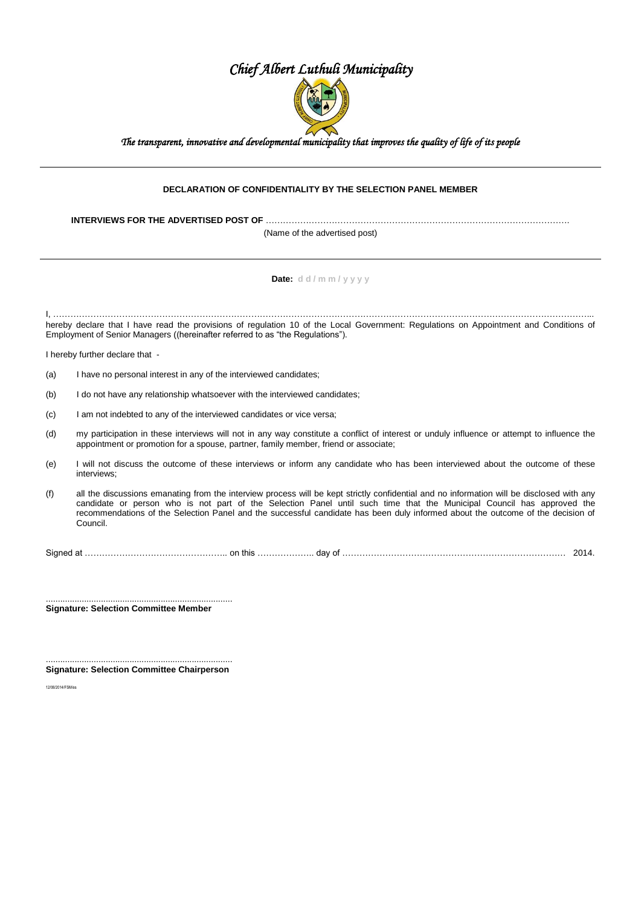*Chief Albert Luthuli Municipality*

*The transparent, innovative and developmental municipality that improves the quality of life of its people*

**DECLARATION OF CONFIDENTIALITY BY THE SELECTION PANEL MEMBER**

**INTERVIEWS FOR THE ADVERTISED POST OF** ……………………………………………………………………………………………

(Name of the advertised post)

**Date:** d d / m m / y y y y

I, ……………………………………………………………………………………………………………………………………………………………

hereby declare that I have read the provisions of regulation 10 of the Local Government: Regulations on Appointment and Conditions of Employment of Senior Managers ((hereinafter referred to as "the Regulations").

I hereby further declare that -

(a) I have no personal interest in any of the interviewed candidates;

(b) I do not have any relationship whatsoever with the interviewed candidates;

(c) I am not indebted to any of the interviewed candidates or vice versa;

(d) my participation in these interviews will not in any way constitute a conflict of interest or unduly influence or attempt to influence the appointment or promotion for a spouse, partner, family member, friend or associate;

(e) I will not discuss the outcome of these interviews or inform any candidate who has been interviewed about the outcome of these interviews;

(f) all the discussions emanating from the interview process will be kept strictly confidential and no information will be disclosed with any candidate or person who is not part of the Selection Panel until such time that the Municipal Council has approved the recommendations of the Selection Panel and the successful candidate has been duly informed about the outcome of the decision of Council.

Signed at ………………………………………….. on this ……………….. day of …………………………………………………………………… 2014.

............................................................................

**Signature: Selection Committee Member**

............................................................................

**Signature: Selection Committee Chairperson**

12/08/2014/FSM/ss